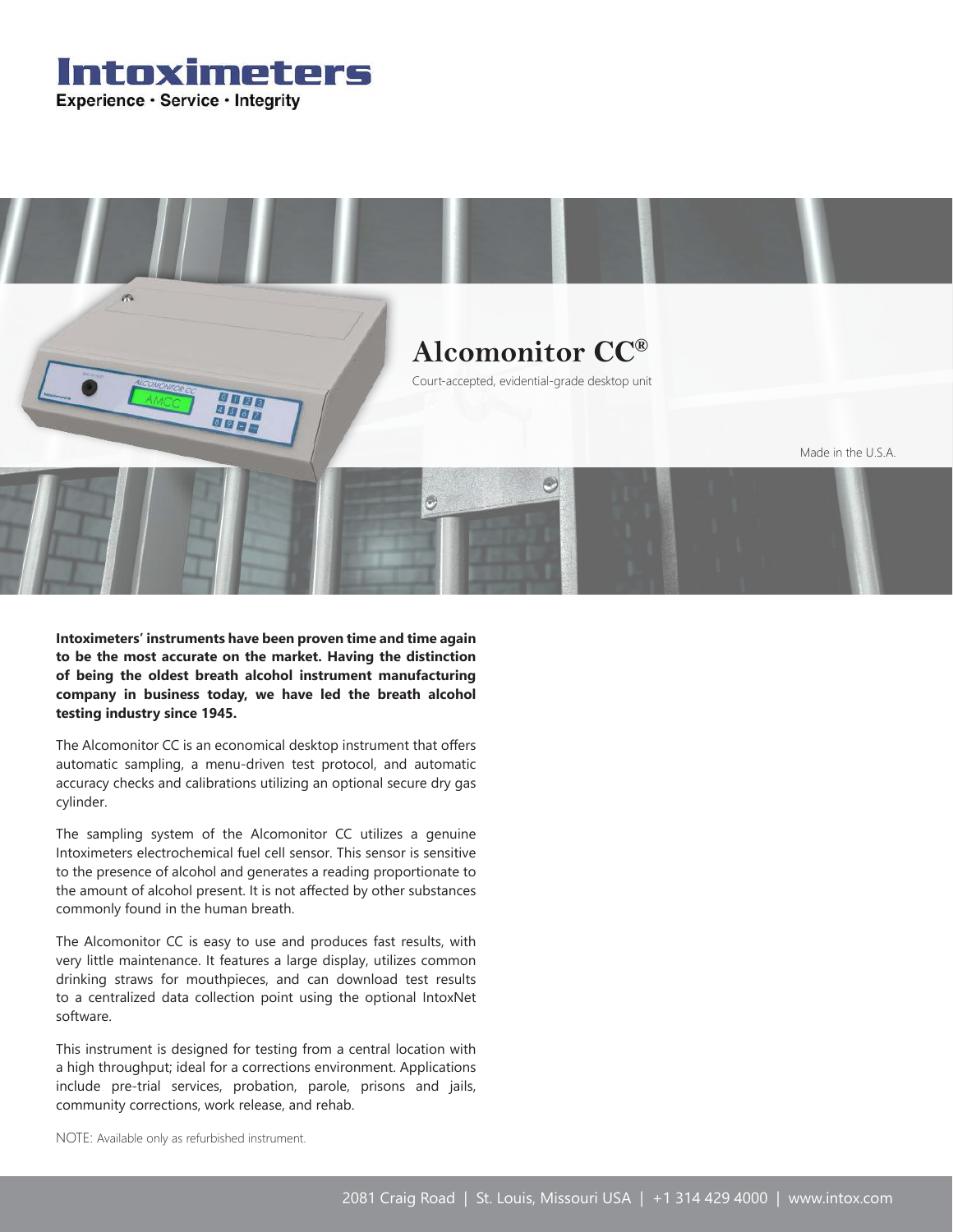# Intoximeters

Experience · Service · Integrity

## Alcomonitor CC®

Court-accepted, evidential-grade desktop unit

Made in the U.S.A.

**Intoximeters' instruments have been proven time and time again to be the most accurate on the market. Having the distinction of being the oldest breath alcohol instrument manufacturing company in business today, we have led the breath alcohol testing industry since 1945.**

The Alcomonitor CC is an economical desktop instrument that offers automatic sampling, a menu-driven test protocol, and automatic accuracy checks and calibrations utilizing an optional secure dry gas cylinder.

The sampling system of the Alcomonitor CC utilizes a genuine Intoximeters electrochemical fuel cell sensor. This sensor is sensitive to the presence of alcohol and generates a reading proportionate to the amount of alcohol present. It is not affected by other substances commonly found in the human breath.

The Alcomonitor CC is easy to use and produces fast results, with very little maintenance. It features a large display, utilizes common drinking straws for mouthpieces, and can download test results to a centralized data collection point using the optional IntoxNet software.

This instrument is designed for testing from a central location with a high throughput; ideal for a corrections environment. Applications include pre-trial services, probation, parole, prisons and jails, community corrections, work release, and rehab.

NOTE: Available only as refurbished instrument.

2081 Craig Road | St. Louis, Missouri USA | +1 314 429 4000 | www.intox.com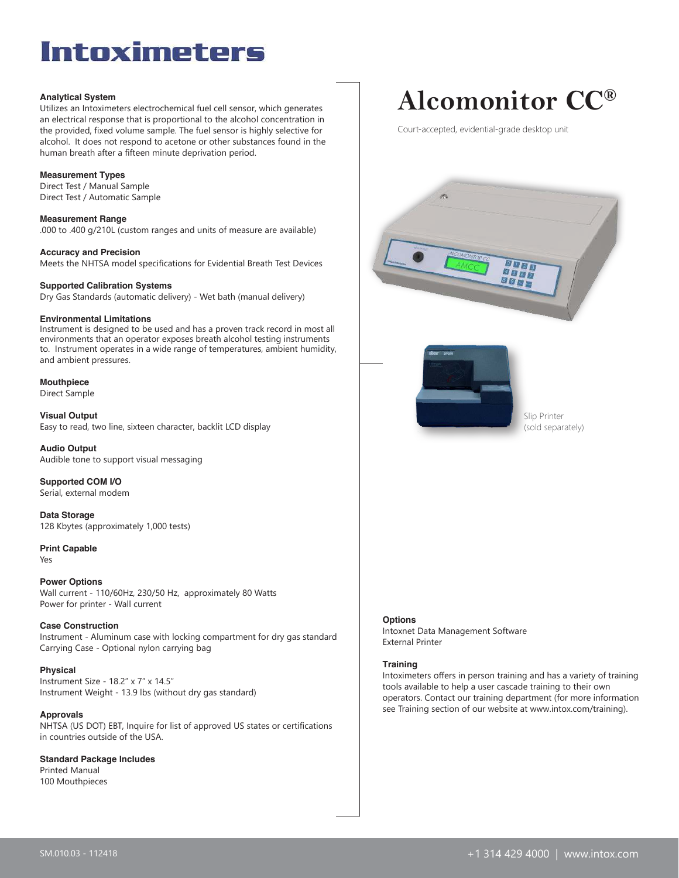# Intoximeters

## Alcomonitor CC®

Court-accepted, evidential-grade desktop unit

**Analytical System**
Utilizes an Intoximeters electrochemical fuel cell sensor, which generates an electrical response that is proportional to the alcohol concentration in the provided, fixed volume sample. The fuel sensor is highly selective for alcohol. It does not respond to acetone or other substances found in the human breath after a fifteen minute deprivation period.

**Measurement Types**
Direct Test / Manual Sample
Direct Test / Automatic Sample

**Measurement Range**
.000 to .400 g/210L (custom ranges and units of measure are available)

**Accuracy and Precision**
Meets the NHTSA model specifications for Evidential Breath Test Devices

**Supported Calibration Systems**
Dry Gas Standards (automatic delivery) - Wet bath (manual delivery)

**Environmental Limitations**
Instrument is designed to be used and has a proven track record in most all environments that an operator exposes breath alcohol testing instruments to. Instrument operates in a wide range of temperatures, ambient humidity, and ambient pressures.

**Mouthpiece**
Direct Sample

**Visual Output**
Easy to read, two line, sixteen character, backlit LCD display

**Audio Output**
Audible tone to support visual messaging

**Supported COM I/O**
Serial, external modem

**Data Storage**
128 Kbytes (approximately 1,000 tests)

**Print Capable**
Yes

**Power Options**
Wall current - 110/60Hz, 230/50 Hz, approximately 80 Watts
Power for printer - Wall current

**Case Construction**
Instrument - Aluminum case with locking compartment for dry gas standard
Carrying Case - Optional nylon carrying bag

**Physical**
Instrument Size - 18.2" x 7" x 14.5"
Instrument Weight - 13.9 lbs (without dry gas standard)

**Approvals**
NHTSA (US DOT) EBT, Inquire for list of approved US states or certifications in countries outside of the USA.

**Standard Package Includes**
Printed Manual
100 Mouthpieces

Slip Printer
(sold separately)

**Options**
Intoxnet Data Management Software
External Printer

**Training**
Intoximeters offers in person training and has a variety of training tools available to help a user cascade training to their own operators. Contact our training department (for more information see Training section of our website at www.intox.com/training).

SM.010.03 - 112418

+1 314 429 4000 | www.intox.com